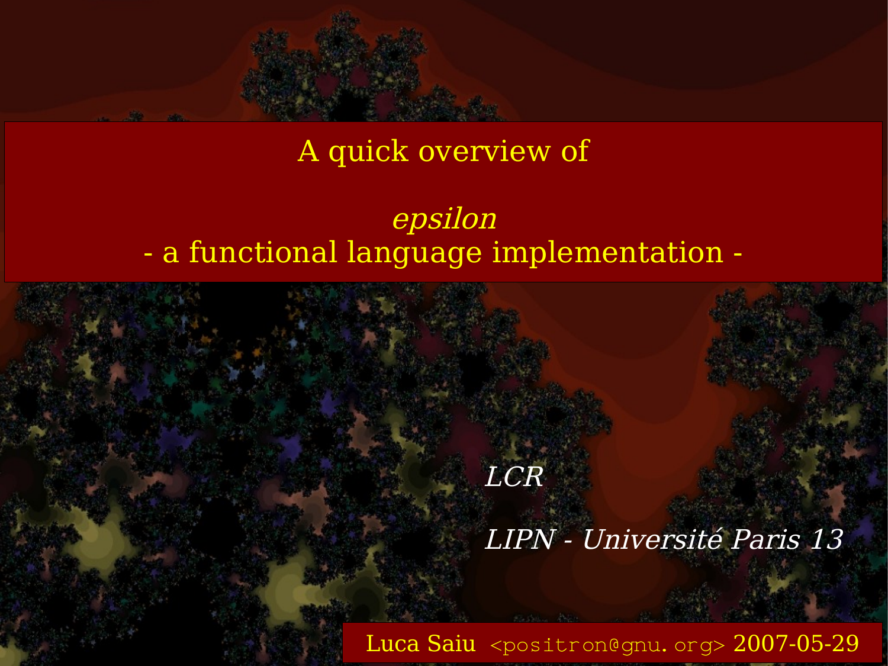# A quick overview of

# *epsilon*

# - a functional language implementation -

*LCR*

*LIPN - Université Paris 13*

Luca Saiu `<positron@gnu.org>` 2007-05-29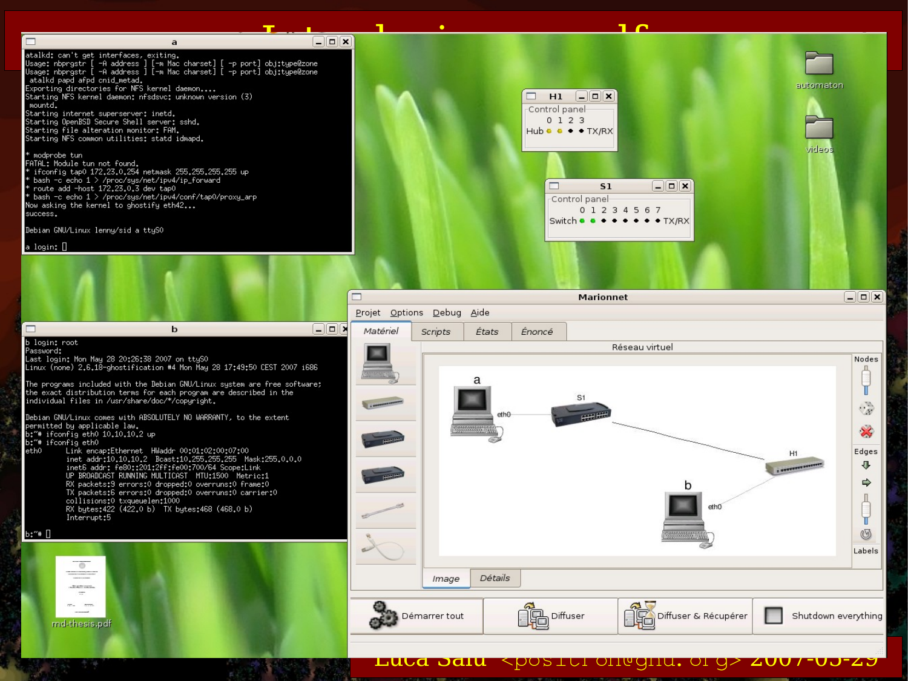```
atalkd: can't get interfaces, exiting.
Usage: nbprgstr [ -A address ] [-m Mac charset] [ -p port] obj:type@zone
Usage: nbprgstr [ -A address ] [-m Mac charset] [ -p port] obj:type@zone
 atalkd papd afpd cnid_metad.
Exporting directories for NFS kernel daemon....
Starting NFS kernel daemon: nfsdsvc: unknown version (3)
 mountd.
Starting internet superserver: inetd.
Starting OpenBSD Secure Shell server: sshd.
Starting file alteration monitor: FAM.
Starting NFS common utilities: statd idmapd.

* modprobe tun
FATAL: Module tun not found.
* ifconfig tap0 172.23.0.254 netmask 255.255.255.255 up
* bash -c echo 1 > /proc/sys/net/ipv4/ip_forward
* route add -host 172.23.0.3 dev tap0
* bash -c echo 1 > /proc/sys/net/ipv4/conf/tap0/proxy_arp
Now asking the kernel to ghostify eth42...
success.

Debian GNU/Linux lenny/sid a ttyS0

a login:
```

```
b login: root
Password:
Last login: Mon May 28 20:26:38 2007 on ttyS0
Linux (none) 2.6.18-ghostification #4 Mon May 28 17:49:50 CEST 2007 i686

The programs included with the Debian GNU/Linux system are free software;
the exact distribution terms for each program are described in the
individual files in /usr/share/doc/*/copyright.

Debian GNU/Linux comes with ABSOLUTELY NO WARRANTY, to the extent
permitted by applicable law.
b:~# ifconfig eth0 10.10.10.2 up
b:~# ifconfig eth0
eth0      Link encap:Ethernet  HWaddr 00:01:02:00:07:00
          inet addr:10.10.10.2  Bcast:10.255.255.255  Mask:255.0.0.0
          inet6 addr: fe80::201:2ff:fe00:700/64 Scope:Link
          UP BROADCAST RUNNING MULTICAST  MTU:1500  Metric:1
          RX packets:9 errors:0 dropped:0 overruns:0 frame:0
          TX packets:6 errors:0 dropped:0 overruns:0 carrier:0
          collisions:0 txqueuelen:1000
          RX bytes:422 (422.0 b)  TX bytes:468 (468.0 b)
          Interrupt:5

b:~#
```

**H1** — Control panel: Hub 0 1 2 3 TX/RX

**S1** — Control panel: Switch 0 1 2 3 4 5 6 7 TX/RX

**Marionnet** — Projet | Options | Debug | Aide

Matériel | Scripts | États | Énoncé

Réseau virtuel: a (eth0) — S1 — H1 — b (eth0)

Nodes | Edges | Labels

Image | Détails

Démarrer tout | Diffuser | Diffuser & Récupérer | Shutdown everything

automaton · videos · md-thesis.pdf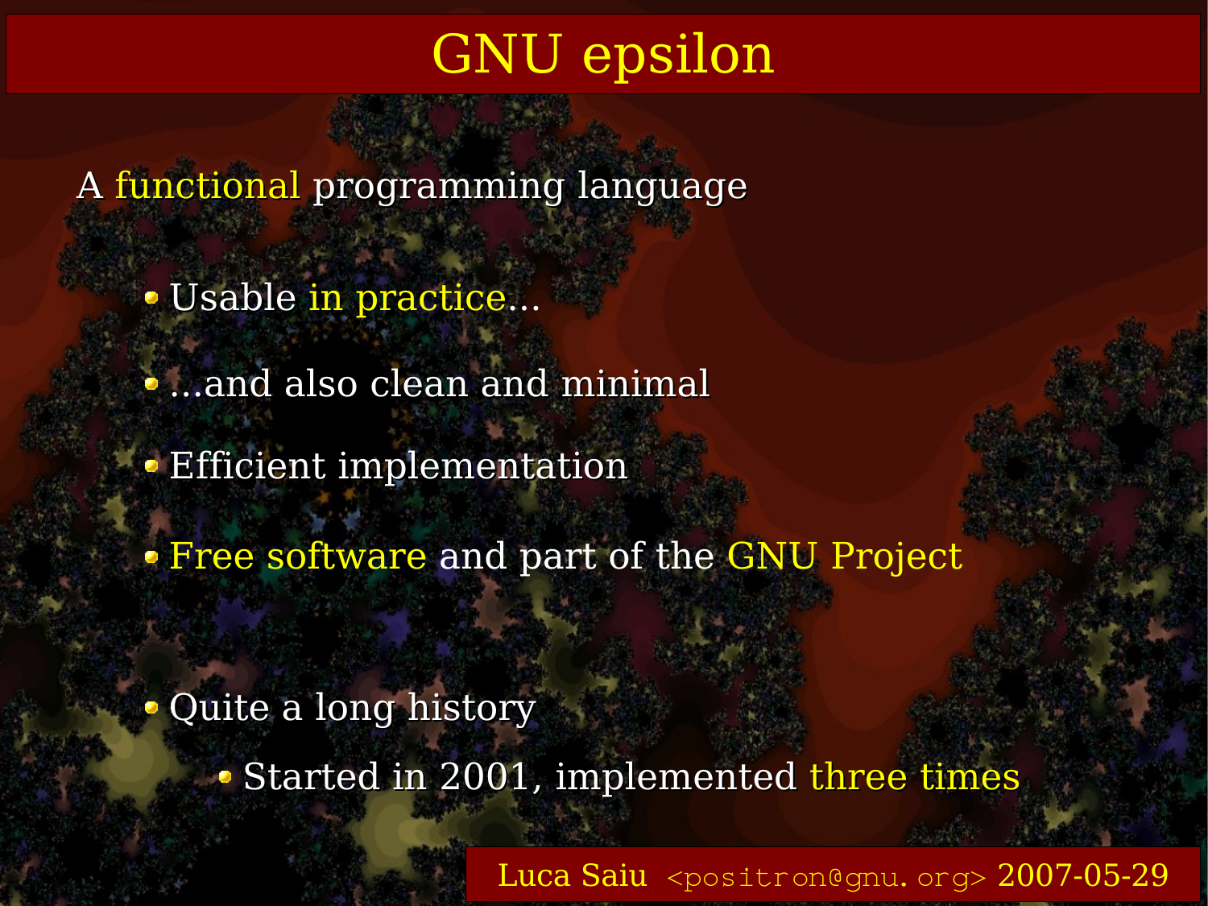# GNU epsilon

A functional programming language

- Usable in practice...
- ...and also clean and minimal
- Efficient implementation
- Free software and part of the GNU Project

- Quite a long history
  - Started in 2001, implemented three times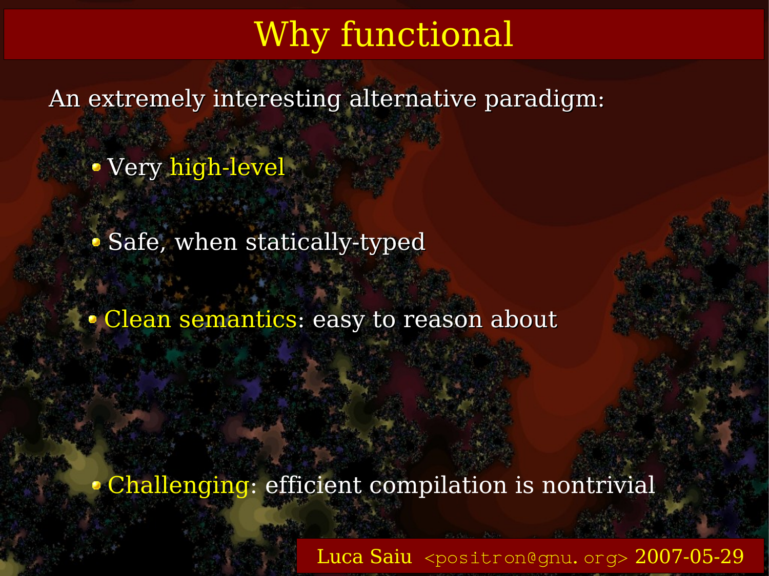# Why functional

An extremely interesting alternative paradigm:

- Very high-level
- Safe, when statically-typed
- Clean semantics: easy to reason about
- Challenging: efficient compilation is nontrivial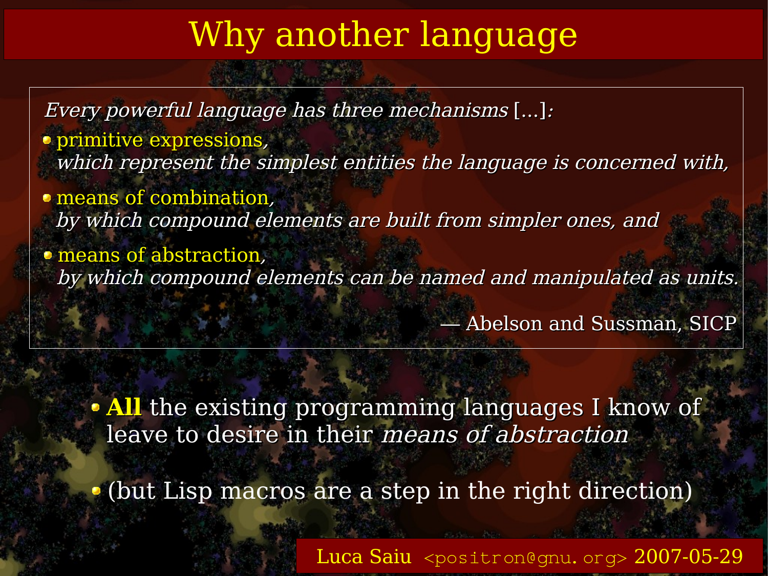# Why another language

> *Every powerful language has three mechanisms* [...]*:*
>
> - primitive expressions,
>   *which represent the simplest entities the language is concerned with,*
> - means of combination,
>   *by which compound elements are built from simpler ones, and*
> - means of abstraction,
>   *by which compound elements can be named and manipulated as units.*
>
> — Abelson and Sussman, SICP

- **All** the existing programming languages I know of leave to desire in their *means of abstraction*
- (but Lisp macros are a step in the right direction)

Luca Saiu <positron@gnu.org> 2007-05-29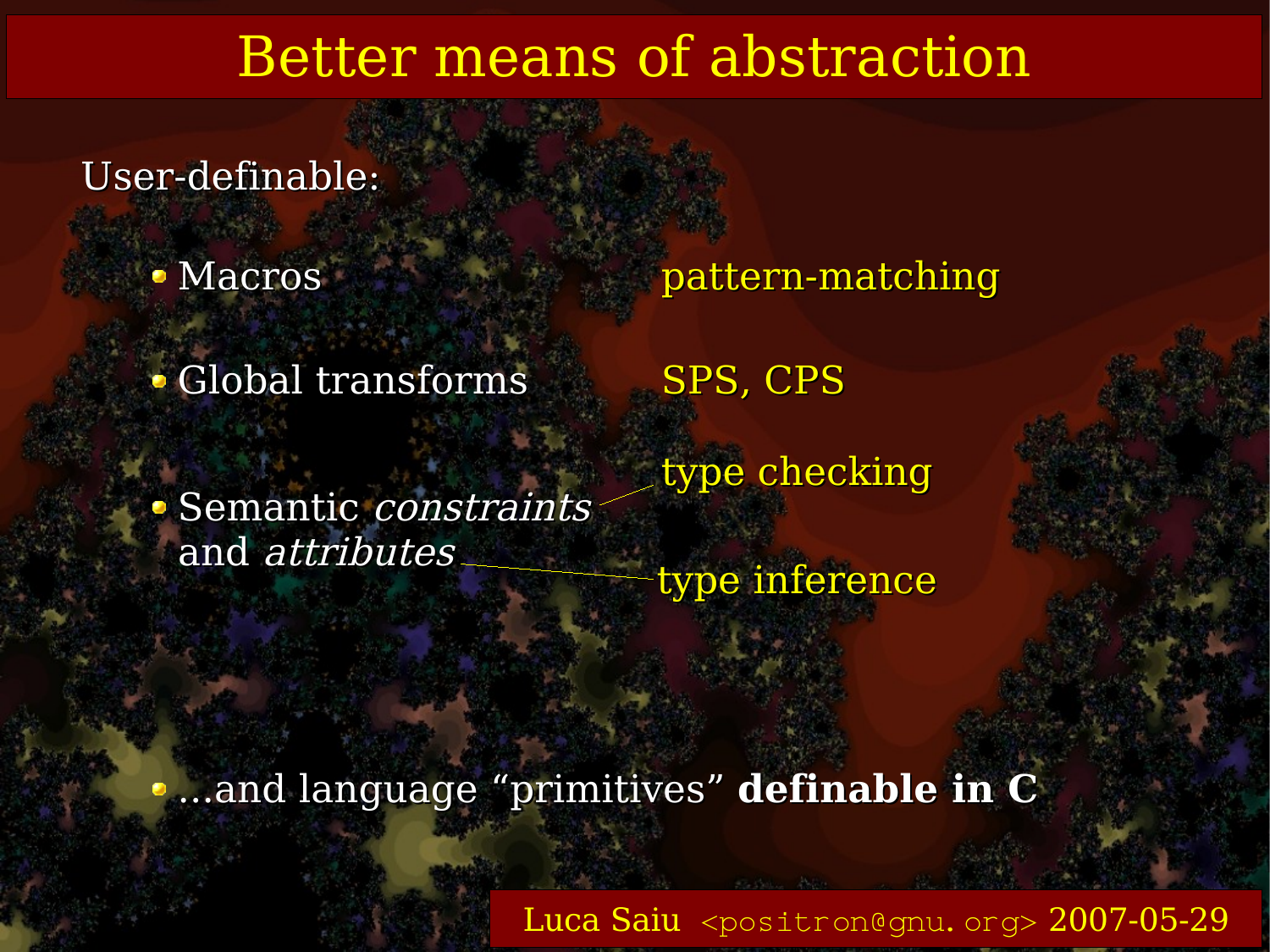# Better means of abstraction

User-definable:

- Macros — pattern-matching
- Global transforms — SPS, CPS
- Semantic *constraints* and *attributes* — type checking, type inference
- ...and language “primitives” **definable in C**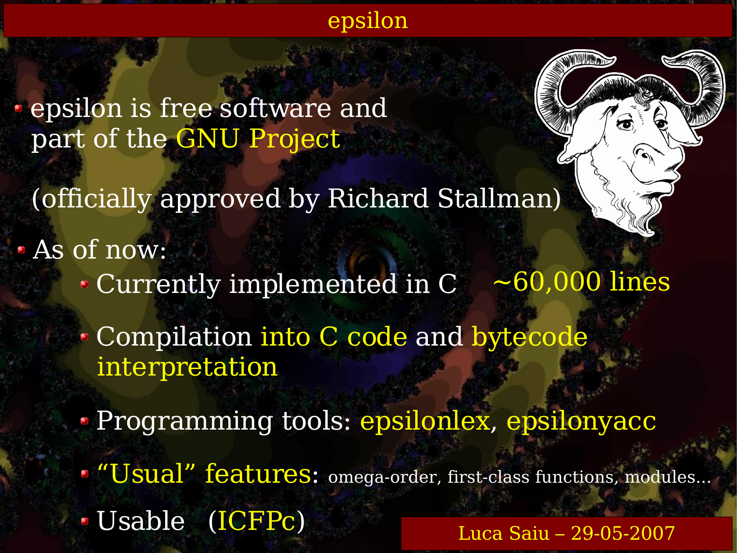# epsilon

- epsilon is free software and part of the GNU Project

  (officially approved by Richard Stallman)

- As of now:
  - Currently implemented in C ~60,000 lines
  - Compilation into C code and bytecode interpretation
  - Programming tools: epsilonlex, epsilonyacc
  - "Usual" features: omega-order, first-class functions, modules...
  - Usable (ICFPc)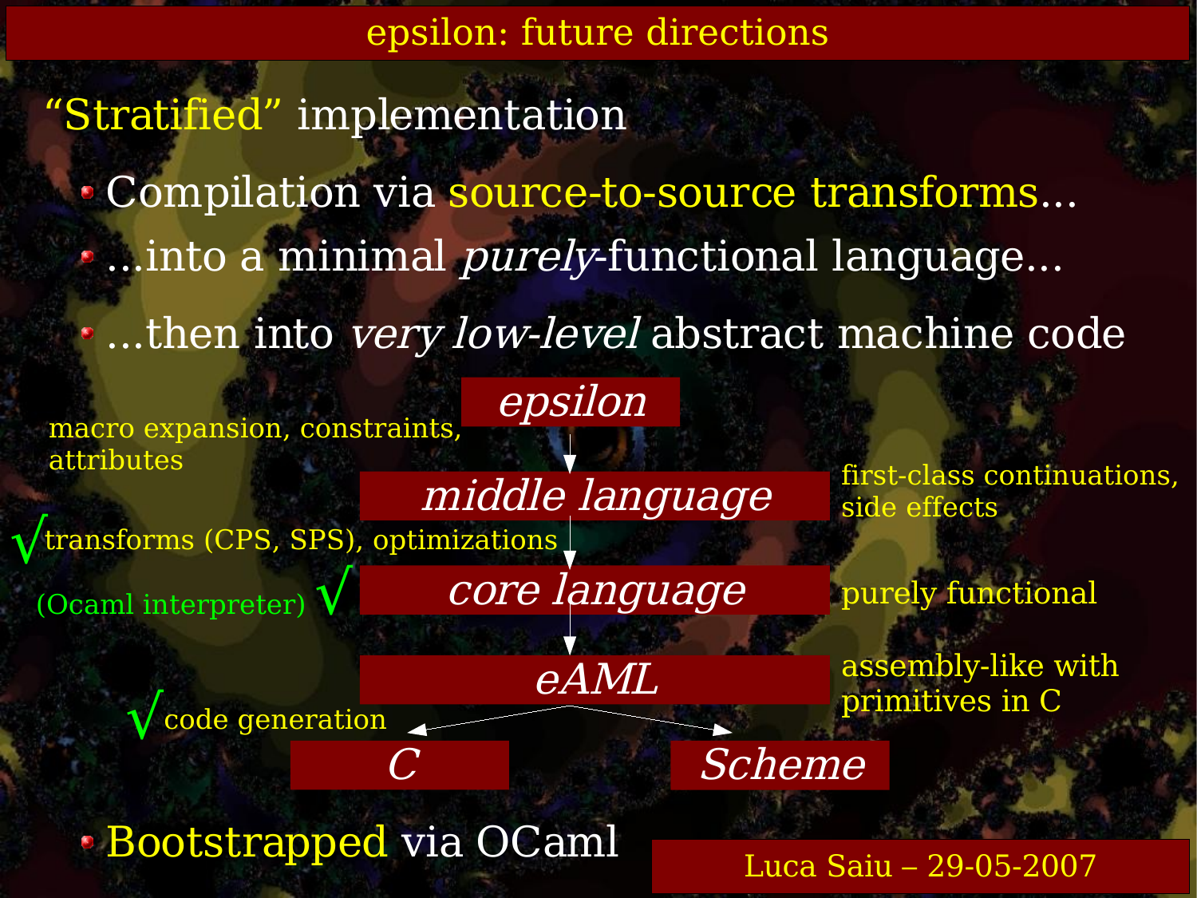# epsilon: future directions

## "Stratified" implementation

- Compilation via source-to-source transforms...
- ...into a minimal *purely*-functional language...
- ...then into *very low-level* abstract machine code

*epsilon*

↓ macro expansion, constraints, attributes

*middle language* — first-class continuations, side effects

↓ √ transforms (CPS, SPS), optimizations

*core language* — purely functional — (Ocaml interpreter) √

↓

*eAML* — assembly-like with primitives in C

↓ √ code generation

*C* | *Scheme*

- Bootstrapped via OCaml

Luca Saiu – 29-05-2007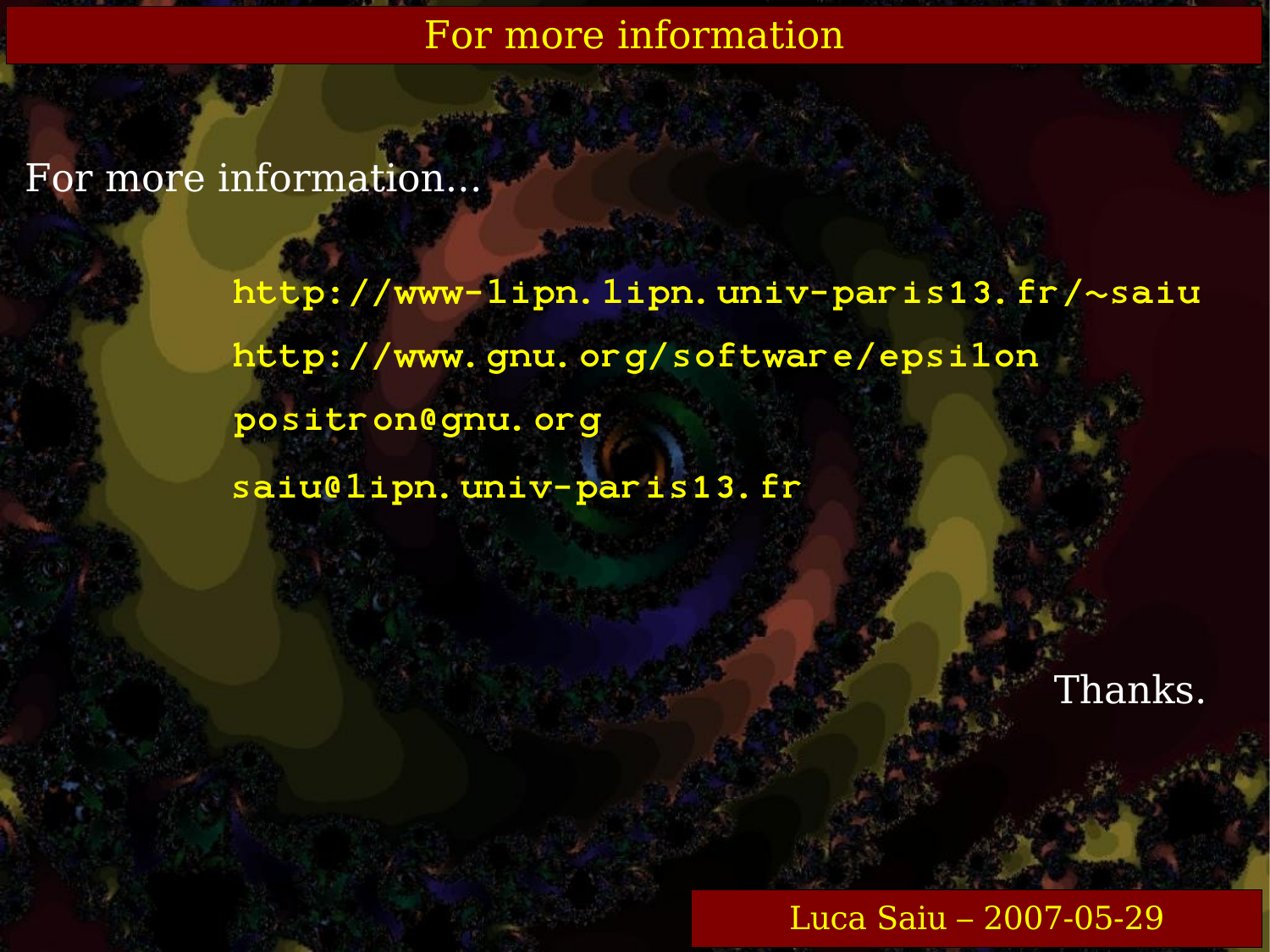# For more information

For more information...

`http://www-lipn.lipn.univ-paris13.fr/~saiu`

`http://www.gnu.org/software/epsilon`

`positron@gnu.org`

`saiu@lipn.univ-paris13.fr`

Thanks.

Luca Saiu – 2007-05-29